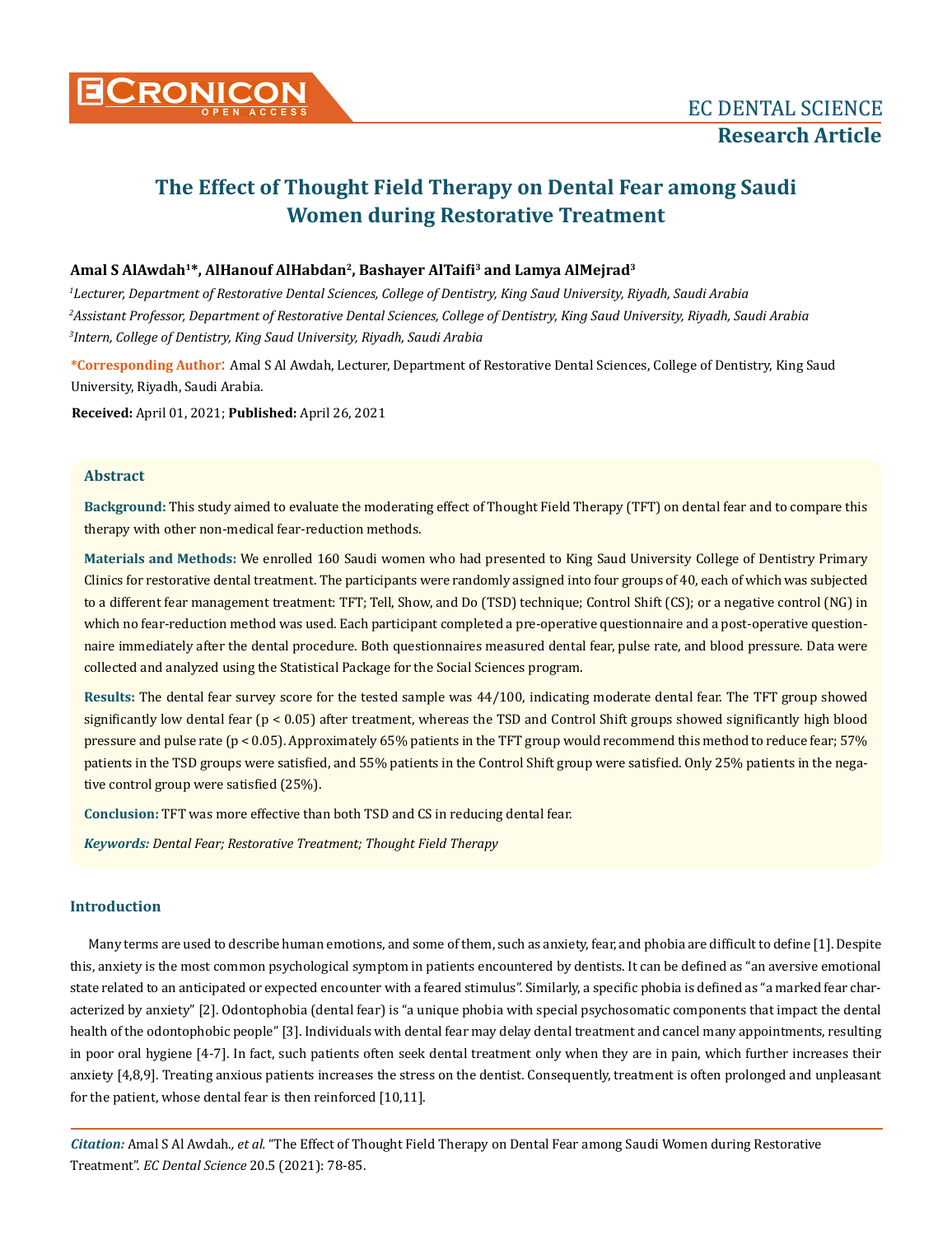# The Effect of Thought Field Therapy on Dental Fear among Saudi Women during Restorative Treatment

**Amal S AlAwdah[1]*, AlHanouf AlHabdan[2], Bashayer AlTaifi[3] and Lamya AlMejrad[3]**

*[1]Lecturer, Department of Restorative Dental Sciences, College of Dentistry, King Saud University, Riyadh, Saudi Arabia*

*[2]Assistant Professor, Department of Restorative Dental Sciences, College of Dentistry, King Saud University, Riyadh, Saudi Arabia*

*[3]Intern, College of Dentistry, King Saud University, Riyadh, Saudi Arabia*

**\*Corresponding Author:** Amal S Al Awdah, Lecturer, Department of Restorative Dental Sciences, College of Dentistry, King Saud University, Riyadh, Saudi Arabia.

**Received:** April 01, 2021; **Published:** April 26, 2021

## Abstract

**Background:** This study aimed to evaluate the moderating effect of Thought Field Therapy (TFT) on dental fear and to compare this therapy with other non-medical fear-reduction methods.

**Materials and Methods:** We enrolled 160 Saudi women who had presented to King Saud University College of Dentistry Primary Clinics for restorative dental treatment. The participants were randomly assigned into four groups of 40, each of which was subjected to a different fear management treatment: TFT; Tell, Show, and Do (TSD) technique; Control Shift (CS); or a negative control (NG) in which no fear-reduction method was used. Each participant completed a pre-operative questionnaire and a post-operative questionnaire immediately after the dental procedure. Both questionnaires measured dental fear, pulse rate, and blood pressure. Data were collected and analyzed using the Statistical Package for the Social Sciences program.

**Results:** The dental fear survey score for the tested sample was 44/100, indicating moderate dental fear. The TFT group showed significantly low dental fear ($p < 0.05$) after treatment, whereas the TSD and Control Shift groups showed significantly high blood pressure and pulse rate ($p < 0.05$). Approximately 65% patients in the TFT group would recommend this method to reduce fear; 57% patients in the TSD groups were satisfied, and 55% patients in the Control Shift group were satisfied. Only 25% patients in the negative control group were satisfied (25%).

**Conclusion:** TFT was more effective than both TSD and CS in reducing dental fear.

***Keywords:*** *Dental Fear; Restorative Treatment; Thought Field Therapy*

## Introduction

Many terms are used to describe human emotions, and some of them, such as anxiety, fear, and phobia are difficult to define [1]. Despite this, anxiety is the most common psychological symptom in patients encountered by dentists. It can be defined as "an aversive emotional state related to an anticipated or expected encounter with a feared stimulus". Similarly, a specific phobia is defined as "a marked fear characterized by anxiety" [2]. Odontophobia (dental fear) is "a unique phobia with special psychosomatic components that impact the dental health of the odontophobic people" [3]. Individuals with dental fear may delay dental treatment and cancel many appointments, resulting in poor oral hygiene [4-7]. In fact, such patients often seek dental treatment only when they are in pain, which further increases their anxiety [4,8,9]. Treating anxious patients increases the stress on the dentist. Consequently, treatment is often prolonged and unpleasant for the patient, whose dental fear is then reinforced [10,11].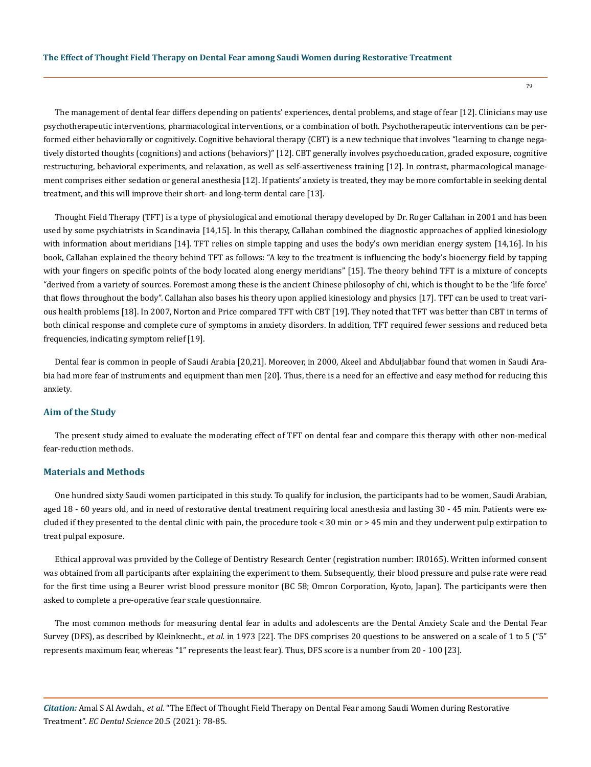The management of dental fear differs depending on patients' experiences, dental problems, and stage of fear [12]. Clinicians may use psychotherapeutic interventions, pharmacological interventions, or a combination of both. Psychotherapeutic interventions can be performed either behaviorally or cognitively. Cognitive behavioral therapy (CBT) is a new technique that involves "learning to change negatively distorted thoughts (cognitions) and actions (behaviors)" [12]. CBT generally involves psychoeducation, graded exposure, cognitive restructuring, behavioral experiments, and relaxation, as well as self-assertiveness training [12]. In contrast, pharmacological management comprises either sedation or general anesthesia [12]. If patients' anxiety is treated, they may be more comfortable in seeking dental treatment, and this will improve their short- and long-term dental care [13].

Thought Field Therapy (TFT) is a type of physiological and emotional therapy developed by Dr. Roger Callahan in 2001 and has been used by some psychiatrists in Scandinavia [14,15]. In this therapy, Callahan combined the diagnostic approaches of applied kinesiology with information about meridians [14]. TFT relies on simple tapping and uses the body's own meridian energy system [14,16]. In his book, Callahan explained the theory behind TFT as follows: "A key to the treatment is influencing the body's bioenergy field by tapping with your fingers on specific points of the body located along energy meridians" [15]. The theory behind TFT is a mixture of concepts "derived from a variety of sources. Foremost among these is the ancient Chinese philosophy of chi, which is thought to be the 'life force' that flows throughout the body". Callahan also bases his theory upon applied kinesiology and physics [17]. TFT can be used to treat various health problems [18]. In 2007, Norton and Price compared TFT with CBT [19]. They noted that TFT was better than CBT in terms of both clinical response and complete cure of symptoms in anxiety disorders. In addition, TFT required fewer sessions and reduced beta frequencies, indicating symptom relief [19].

Dental fear is common in people of Saudi Arabia [20,21]. Moreover, in 2000, Akeel and Abduljabbar found that women in Saudi Arabia had more fear of instruments and equipment than men [20]. Thus, there is a need for an effective and easy method for reducing this anxiety.

## Aim of the Study

The present study aimed to evaluate the moderating effect of TFT on dental fear and compare this therapy with other non-medical fear-reduction methods.

## Materials and Methods

One hundred sixty Saudi women participated in this study. To qualify for inclusion, the participants had to be women, Saudi Arabian, aged 18 - 60 years old, and in need of restorative dental treatment requiring local anesthesia and lasting 30 - 45 min. Patients were excluded if they presented to the dental clinic with pain, the procedure took < 30 min or > 45 min and they underwent pulp extirpation to treat pulpal exposure.

Ethical approval was provided by the College of Dentistry Research Center (registration number: IR0165). Written informed consent was obtained from all participants after explaining the experiment to them. Subsequently, their blood pressure and pulse rate were read for the first time using a Beurer wrist blood pressure monitor (BC 58; Omron Corporation, Kyoto, Japan). The participants were then asked to complete a pre-operative fear scale questionnaire.

The most common methods for measuring dental fear in adults and adolescents are the Dental Anxiety Scale and the Dental Fear Survey (DFS), as described by Kleinknecht., *et al.* in 1973 [22]. The DFS comprises 20 questions to be answered on a scale of 1 to 5 ("5" represents maximum fear, whereas "1" represents the least fear). Thus, DFS score is a number from 20 - 100 [23].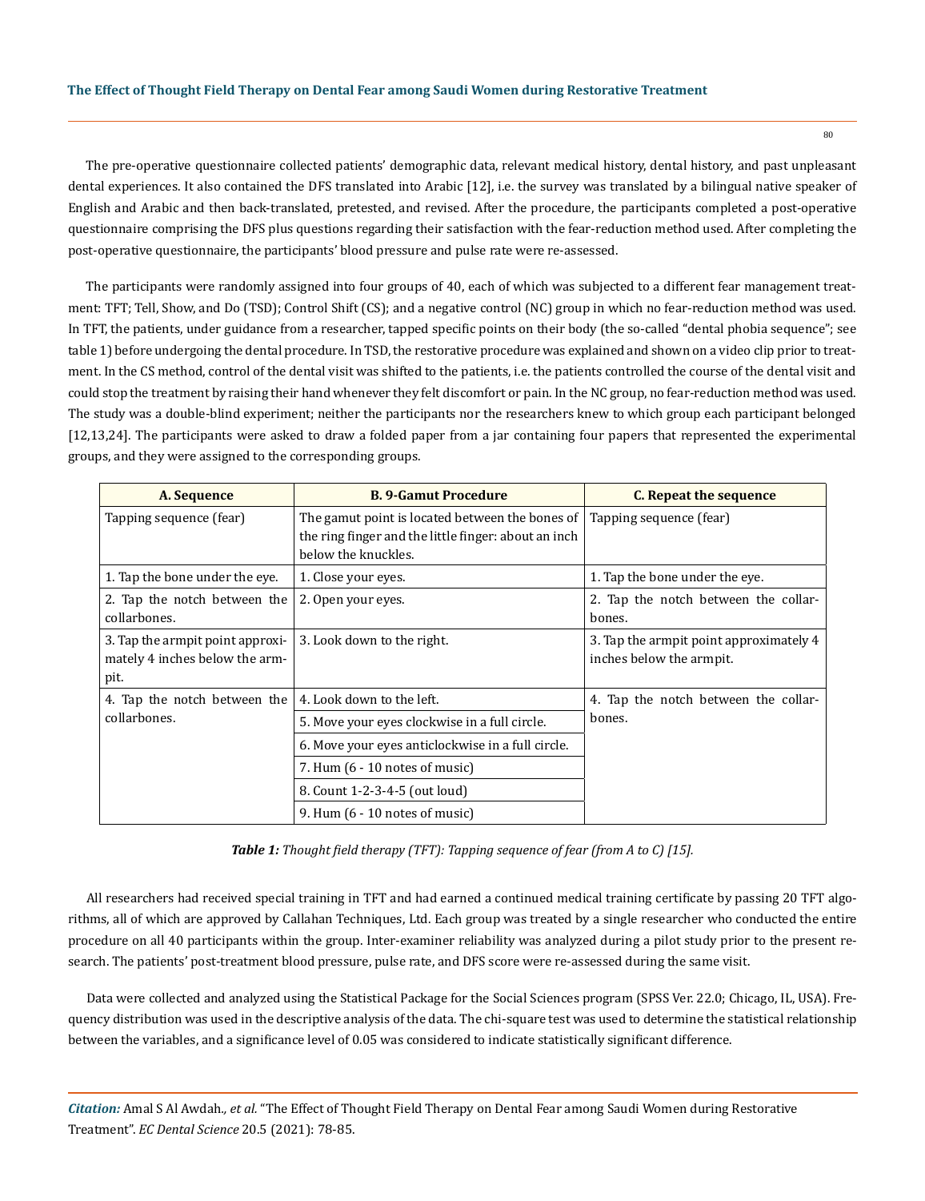The pre-operative questionnaire collected patients' demographic data, relevant medical history, dental history, and past unpleasant dental experiences. It also contained the DFS translated into Arabic [12], i.e. the survey was translated by a bilingual native speaker of English and Arabic and then back-translated, pretested, and revised. After the procedure, the participants completed a post-operative questionnaire comprising the DFS plus questions regarding their satisfaction with the fear-reduction method used. After completing the post-operative questionnaire, the participants' blood pressure and pulse rate were re-assessed.

The participants were randomly assigned into four groups of 40, each of which was subjected to a different fear management treatment: TFT; Tell, Show, and Do (TSD); Control Shift (CS); and a negative control (NC) group in which no fear-reduction method was used. In TFT, the patients, under guidance from a researcher, tapped specific points on their body (the so-called "dental phobia sequence"; see table 1) before undergoing the dental procedure. In TSD, the restorative procedure was explained and shown on a video clip prior to treatment. In the CS method, control of the dental visit was shifted to the patients, i.e. the patients controlled the course of the dental visit and could stop the treatment by raising their hand whenever they felt discomfort or pain. In the NC group, no fear-reduction method was used. The study was a double-blind experiment; neither the participants nor the researchers knew to which group each participant belonged [12,13,24]. The participants were asked to draw a folded paper from a jar containing four papers that represented the experimental groups, and they were assigned to the corresponding groups.

| A. Sequence | B. 9-Gamut Procedure | C. Repeat the sequence |
|---|---|---|
| Tapping sequence (fear) | The gamut point is located between the bones of the ring finger and the little finger: about an inch below the knuckles. | Tapping sequence (fear) |
| 1. Tap the bone under the eye. | 1. Close your eyes. | 1. Tap the bone under the eye. |
| 2. Tap the notch between the collarbones. | 2. Open your eyes. | 2. Tap the notch between the collarbones. |
| 3. Tap the armpit point approximately 4 inches below the armpit. | 3. Look down to the right. | 3. Tap the armpit point approximately 4 inches below the armpit. |
| 4. Tap the notch between the collarbones. | 4. Look down to the left. | 4. Tap the notch between the collarbones. |
| | 5. Move your eyes clockwise in a full circle. | |
| | 6. Move your eyes anticlockwise in a full circle. | |
| | 7. Hum (6 - 10 notes of music) | |
| | 8. Count 1-2-3-4-5 (out loud) | |
| | 9. Hum (6 - 10 notes of music) | |

***Table 1:*** *Thought field therapy (TFT): Tapping sequence of fear (from A to C) [15].*

All researchers had received special training in TFT and had earned a continued medical training certificate by passing 20 TFT algorithms, all of which are approved by Callahan Techniques, Ltd. Each group was treated by a single researcher who conducted the entire procedure on all 40 participants within the group. Inter-examiner reliability was analyzed during a pilot study prior to the present research. The patients' post-treatment blood pressure, pulse rate, and DFS score were re-assessed during the same visit.

Data were collected and analyzed using the Statistical Package for the Social Sciences program (SPSS Ver. 22.0; Chicago, IL, USA). Frequency distribution was used in the descriptive analysis of the data. The chi-square test was used to determine the statistical relationship between the variables, and a significance level of 0.05 was considered to indicate statistically significant difference.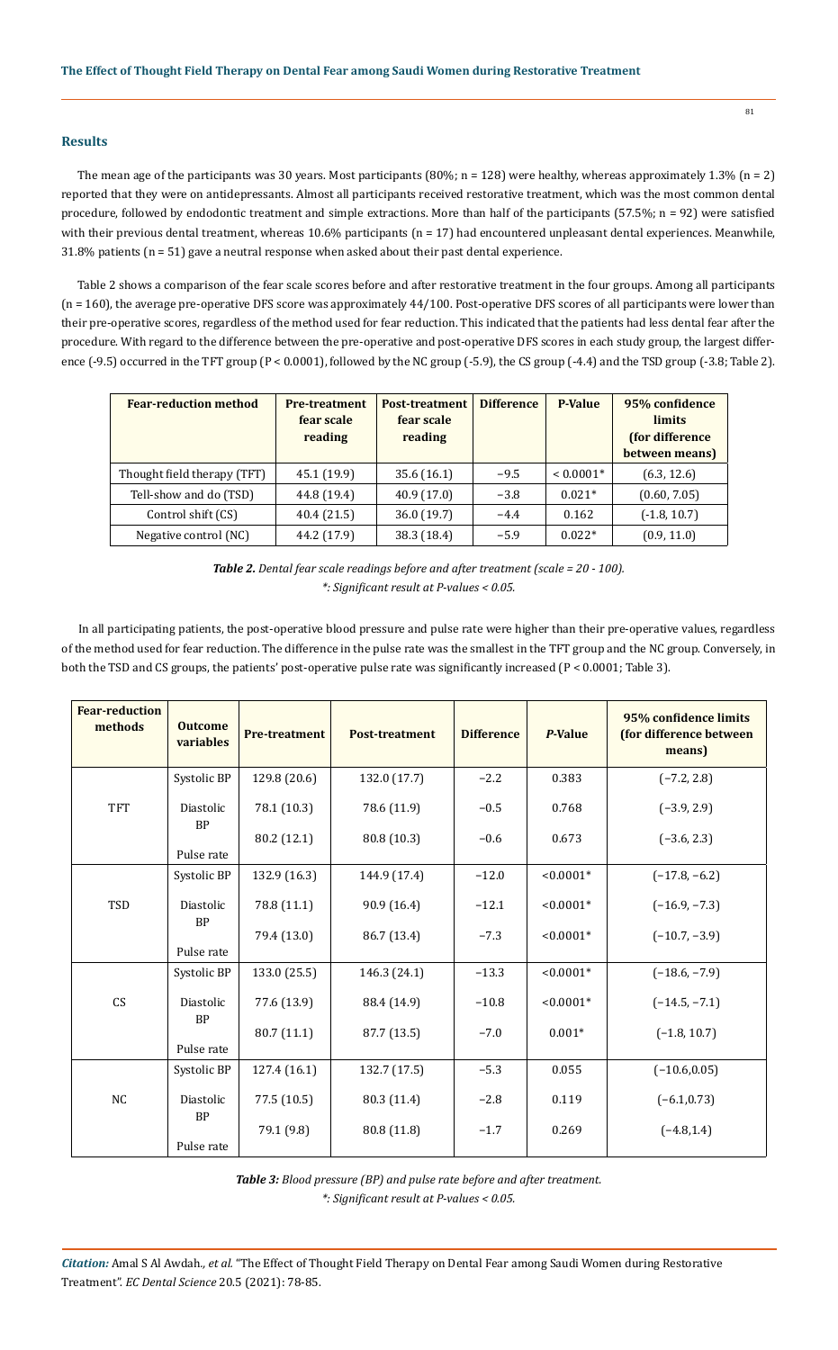## Results

The mean age of the participants was 30 years. Most participants (80%; n = 128) were healthy, whereas approximately 1.3% (n = 2) reported that they were on antidepressants. Almost all participants received restorative treatment, which was the most common dental procedure, followed by endodontic treatment and simple extractions. More than half of the participants (57.5%; n = 92) were satisfied with their previous dental treatment, whereas 10.6% participants (n = 17) had encountered unpleasant dental experiences. Meanwhile, 31.8% patients (n = 51) gave a neutral response when asked about their past dental experience.

Table 2 shows a comparison of the fear scale scores before and after restorative treatment in the four groups. Among all participants (n = 160), the average pre-operative DFS score was approximately 44/100. Post-operative DFS scores of all participants were lower than their pre-operative scores, regardless of the method used for fear reduction. This indicated that the patients had less dental fear after the procedure. With regard to the difference between the pre-operative and post-operative DFS scores in each study group, the largest difference (-9.5) occurred in the TFT group (P < 0.0001), followed by the NC group (-5.9), the CS group (-4.4) and the TSD group (-3.8; Table 2).

| Fear-reduction method | Pre-treatment fear scale reading | Post-treatment fear scale reading | Difference | P-Value | 95% confidence limits (for difference between means) |
|---|---|---|---|---|---|
| Thought field therapy (TFT) | 45.1 (19.9) | 35.6 (16.1) | −9.5 | < 0.0001* | (6.3, 12.6) |
| Tell-show and do (TSD) | 44.8 (19.4) | 40.9 (17.0) | −3.8 | 0.021* | (0.60, 7.05) |
| Control shift (CS) | 40.4 (21.5) | 36.0 (19.7) | −4.4 | 0.162 | (-1.8, 10.7) |
| Negative control (NC) | 44.2 (17.9) | 38.3 (18.4) | −5.9 | 0.022* | (0.9, 11.0) |

***Table 2.*** *Dental fear scale readings before and after treatment (scale = 20 - 100).*
*\*: Significant result at P-values < 0.05.*

In all participating patients, the post-operative blood pressure and pulse rate were higher than their pre-operative values, regardless of the method used for fear reduction. The difference in the pulse rate was the smallest in the TFT group and the NC group. Conversely, in both the TSD and CS groups, the patients' post-operative pulse rate was significantly increased (P < 0.0001; Table 3).

| Fear-reduction methods | Outcome variables | Pre-treatment | Post-treatment | Difference | *P*-Value | 95% confidence limits (for difference between means) |
|---|---|---|---|---|---|---|
| TFT | Systolic BP | 129.8 (20.6) | 132.0 (17.7) | −2.2 | 0.383 | (−7.2, 2.8) |
| | Diastolic BP | 78.1 (10.3) | 78.6 (11.9) | −0.5 | 0.768 | (−3.9, 2.9) |
| | Pulse rate | 80.2 (12.1) | 80.8 (10.3) | −0.6 | 0.673 | (−3.6, 2.3) |
| TSD | Systolic BP | 132.9 (16.3) | 144.9 (17.4) | −12.0 | <0.0001* | (−17.8, −6.2) |
| | Diastolic BP | 78.8 (11.1) | 90.9 (16.4) | −12.1 | <0.0001* | (−16.9, −7.3) |
| | Pulse rate | 79.4 (13.0) | 86.7 (13.4) | −7.3 | <0.0001* | (−10.7, −3.9) |
| CS | Systolic BP | 133.0 (25.5) | 146.3 (24.1) | −13.3 | <0.0001* | (−18.6, −7.9) |
| | Diastolic BP | 77.6 (13.9) | 88.4 (14.9) | −10.8 | <0.0001* | (−14.5, −7.1) |
| | Pulse rate | 80.7 (11.1) | 87.7 (13.5) | −7.0 | 0.001* | (−1.8, 10.7) |
| NC | Systolic BP | 127.4 (16.1) | 132.7 (17.5) | −5.3 | 0.055 | (−10.6,0.05) |
| | Diastolic BP | 77.5 (10.5) | 80.3 (11.4) | −2.8 | 0.119 | (−6.1,0.73) |
| | Pulse rate | 79.1 (9.8) | 80.8 (11.8) | −1.7 | 0.269 | (−4.8,1.4) |

***Table 3:*** *Blood pressure (BP) and pulse rate before and after treatment.*
*\*: Significant result at P-values < 0.05.*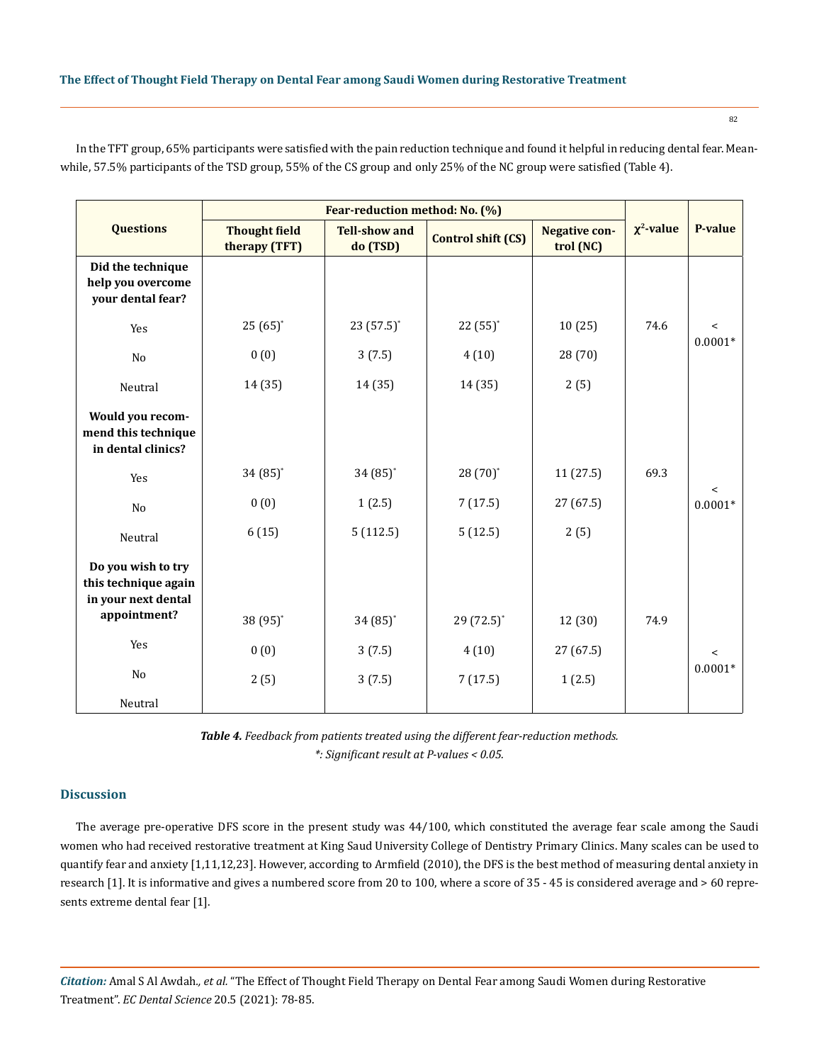In the TFT group, 65% participants were satisfied with the pain reduction technique and found it helpful in reducing dental fear. Meanwhile, 57.5% participants of the TSD group, 55% of the CS group and only 25% of the NC group were satisfied (Table 4).

| Questions | Fear-reduction method: No. (%) | | | | $\chi^2$-value | P-value |
|---|---|---|---|---|---|---|
| | Thought field therapy (TFT) | Tell-show and do (TSD) | Control shift (CS) | Negative control (NC) | | |
| **Did the technique help you overcome your dental fear?** | | | | | | |
| Yes | 25 (65)* | 23 (57.5)* | 22 (55)* | 10 (25) | 74.6 | < 0.0001* |
| No | 0 (0) | 3 (7.5) | 4 (10) | 28 (70) | | |
| Neutral | 14 (35) | 14 (35) | 14 (35) | 2 (5) | | |
| **Would you recommend this technique in dental clinics?** | | | | | | |
| Yes | 34 (85)* | 34 (85)* | 28 (70)* | 11 (27.5) | 69.3 | < 0.0001* |
| No | 0 (0) | 1 (2.5) | 7 (17.5) | 27 (67.5) | | |
| Neutral | 6 (15) | 5 (112.5) | 5 (12.5) | 2 (5) | | |
| **Do you wish to try this technique again in your next dental appointment?** | | | | | | |
| Yes | 38 (95)* | 34 (85)* | 29 (72.5)* | 12 (30) | 74.9 | < 0.0001* |
| No | 0 (0) | 3 (7.5) | 4 (10) | 27 (67.5) | | |
| Neutral | 2 (5) | 3 (7.5) | 7 (17.5) | 1 (2.5) | | |

***Table 4.** Feedback from patients treated using the different fear-reduction methods.*
**: Significant result at P-values < 0.05.*

## Discussion

The average pre-operative DFS score in the present study was 44/100, which constituted the average fear scale among the Saudi women who had received restorative treatment at King Saud University College of Dentistry Primary Clinics. Many scales can be used to quantify fear and anxiety [1,11,12,23]. However, according to Armfield (2010), the DFS is the best method of measuring dental anxiety in research [1]. It is informative and gives a numbered score from 20 to 100, where a score of 35 - 45 is considered average and > 60 represents extreme dental fear [1].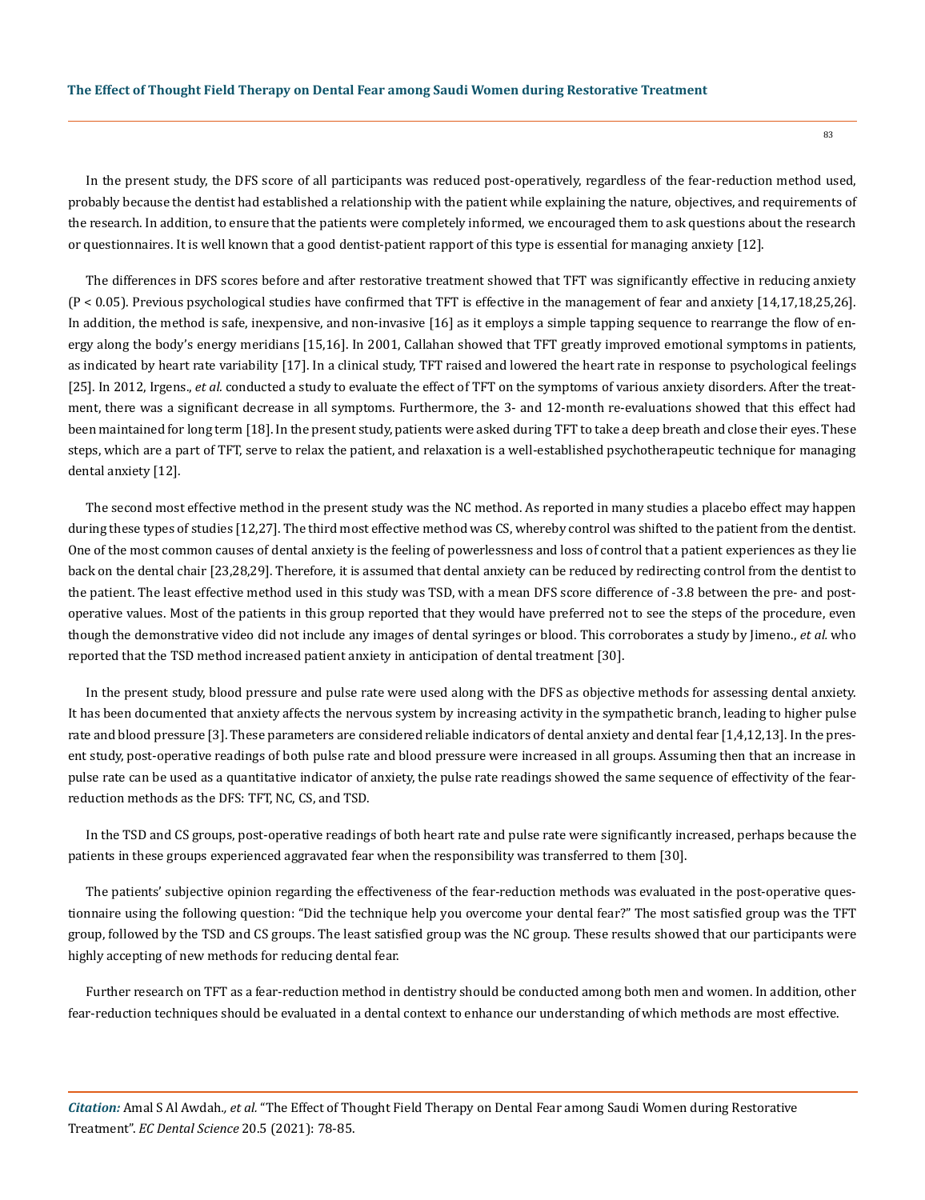In the present study, the DFS score of all participants was reduced post-operatively, regardless of the fear-reduction method used, probably because the dentist had established a relationship with the patient while explaining the nature, objectives, and requirements of the research. In addition, to ensure that the patients were completely informed, we encouraged them to ask questions about the research or questionnaires. It is well known that a good dentist-patient rapport of this type is essential for managing anxiety [12].

The differences in DFS scores before and after restorative treatment showed that TFT was significantly effective in reducing anxiety ($P < 0.05$). Previous psychological studies have confirmed that TFT is effective in the management of fear and anxiety [14,17,18,25,26]. In addition, the method is safe, inexpensive, and non-invasive [16] as it employs a simple tapping sequence to rearrange the flow of energy along the body's energy meridians [15,16]. In 2001, Callahan showed that TFT greatly improved emotional symptoms in patients, as indicated by heart rate variability [17]. In a clinical study, TFT raised and lowered the heart rate in response to psychological feelings [25]. In 2012, Irgens., *et al.* conducted a study to evaluate the effect of TFT on the symptoms of various anxiety disorders. After the treatment, there was a significant decrease in all symptoms. Furthermore, the 3- and 12-month re-evaluations showed that this effect had been maintained for long term [18]. In the present study, patients were asked during TFT to take a deep breath and close their eyes. These steps, which are a part of TFT, serve to relax the patient, and relaxation is a well-established psychotherapeutic technique for managing dental anxiety [12].

The second most effective method in the present study was the NC method. As reported in many studies a placebo effect may happen during these types of studies [12,27]. The third most effective method was CS, whereby control was shifted to the patient from the dentist. One of the most common causes of dental anxiety is the feeling of powerlessness and loss of control that a patient experiences as they lie back on the dental chair [23,28,29]. Therefore, it is assumed that dental anxiety can be reduced by redirecting control from the dentist to the patient. The least effective method used in this study was TSD, with a mean DFS score difference of -3.8 between the pre- and post-operative values. Most of the patients in this group reported that they would have preferred not to see the steps of the procedure, even though the demonstrative video did not include any images of dental syringes or blood. This corroborates a study by Jimeno., *et al.* who reported that the TSD method increased patient anxiety in anticipation of dental treatment [30].

In the present study, blood pressure and pulse rate were used along with the DFS as objective methods for assessing dental anxiety. It has been documented that anxiety affects the nervous system by increasing activity in the sympathetic branch, leading to higher pulse rate and blood pressure [3]. These parameters are considered reliable indicators of dental anxiety and dental fear [1,4,12,13]. In the present study, post-operative readings of both pulse rate and blood pressure were increased in all groups. Assuming then that an increase in pulse rate can be used as a quantitative indicator of anxiety, the pulse rate readings showed the same sequence of effectivity of the fear-reduction methods as the DFS: TFT, NC, CS, and TSD.

In the TSD and CS groups, post-operative readings of both heart rate and pulse rate were significantly increased, perhaps because the patients in these groups experienced aggravated fear when the responsibility was transferred to them [30].

The patients' subjective opinion regarding the effectiveness of the fear-reduction methods was evaluated in the post-operative questionnaire using the following question: "Did the technique help you overcome your dental fear?" The most satisfied group was the TFT group, followed by the TSD and CS groups. The least satisfied group was the NC group. These results showed that our participants were highly accepting of new methods for reducing dental fear.

Further research on TFT as a fear-reduction method in dentistry should be conducted among both men and women. In addition, other fear-reduction techniques should be evaluated in a dental context to enhance our understanding of which methods are most effective.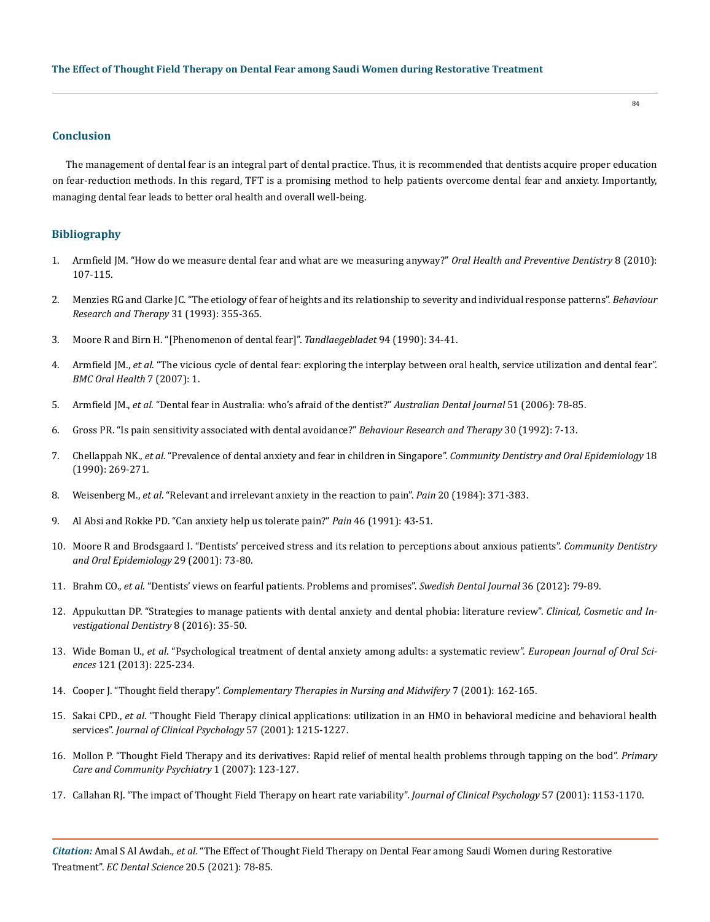## Conclusion

The management of dental fear is an integral part of dental practice. Thus, it is recommended that dentists acquire proper education on fear-reduction methods. In this regard, TFT is a promising method to help patients overcome dental fear and anxiety. Importantly, managing dental fear leads to better oral health and overall well-being.

## Bibliography

1. Armfield JM. "How do we measure dental fear and what are we measuring anyway?" *Oral Health and Preventive Dentistry* 8 (2010): 107-115.
2. Menzies RG and Clarke JC. "The etiology of fear of heights and its relationship to severity and individual response patterns". *Behaviour Research and Therapy* 31 (1993): 355-365.
3. Moore R and Birn H. "[Phenomenon of dental fear]". *Tandlaegebladet* 94 (1990): 34-41.
4. Armfield JM., *et al*. "The vicious cycle of dental fear: exploring the interplay between oral health, service utilization and dental fear". *BMC Oral Health* 7 (2007): 1.
5. Armfield JM., *et al*. "Dental fear in Australia: who's afraid of the dentist?" *Australian Dental Journal* 51 (2006): 78-85.
6. Gross PR. "Is pain sensitivity associated with dental avoidance?" *Behaviour Research and Therapy* 30 (1992): 7-13.
7. Chellappah NK., *et al*. "Prevalence of dental anxiety and fear in children in Singapore". *Community Dentistry and Oral Epidemiology* 18 (1990): 269-271.
8. Weisenberg M., *et al*. "Relevant and irrelevant anxiety in the reaction to pain". *Pain* 20 (1984): 371-383.
9. Al Absi and Rokke PD. "Can anxiety help us tolerate pain?" *Pain* 46 (1991): 43-51.
10. Moore R and Brodsgaard I. "Dentists' perceived stress and its relation to perceptions about anxious patients". *Community Dentistry and Oral Epidemiology* 29 (2001): 73-80.
11. Brahm CO., *et al*. "Dentists' views on fearful patients. Problems and promises". *Swedish Dental Journal* 36 (2012): 79-89.
12. Appukuttan DP. "Strategies to manage patients with dental anxiety and dental phobia: literature review". *Clinical, Cosmetic and Investigational Dentistry* 8 (2016): 35-50.
13. Wide Boman U., *et al*. "Psychological treatment of dental anxiety among adults: a systematic review". *European Journal of Oral Sciences* 121 (2013): 225-234.
14. Cooper J. "Thought field therapy". *Complementary Therapies in Nursing and Midwifery* 7 (2001): 162-165.
15. Sakai CPD., *et al*. "Thought Field Therapy clinical applications: utilization in an HMO in behavioral medicine and behavioral health services". *Journal of Clinical Psychology* 57 (2001): 1215-1227.
16. Mollon P. "Thought Field Therapy and its derivatives: Rapid relief of mental health problems through tapping on the bod". *Primary Care and Community Psychiatry* 1 (2007): 123-127.
17. Callahan RJ. "The impact of Thought Field Therapy on heart rate variability". *Journal of Clinical Psychology* 57 (2001): 1153-1170.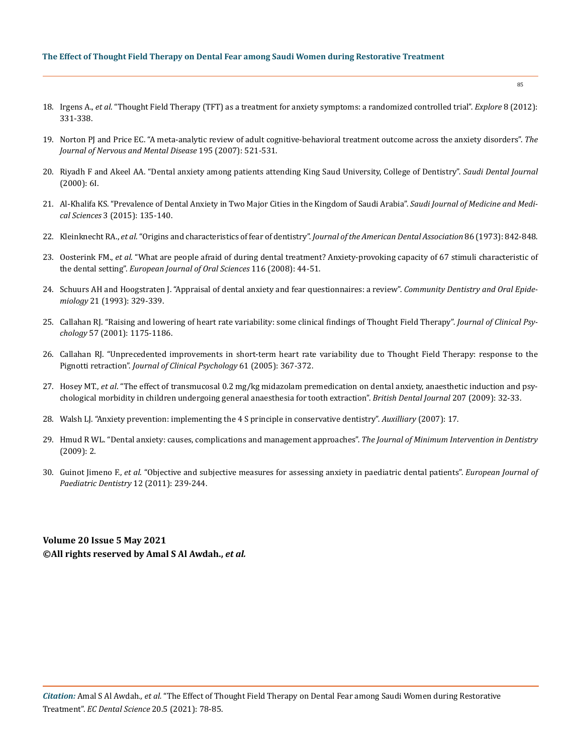18. Irgens A., *et al*. "Thought Field Therapy (TFT) as a treatment for anxiety symptoms: a randomized controlled trial". *Explore* 8 (2012): 331-338.

19. Norton PJ and Price EC. "A meta-analytic review of adult cognitive-behavioral treatment outcome across the anxiety disorders". *The Journal of Nervous and Mental Disease* 195 (2007): 521-531.

20. Riyadh F and Akeel AA. "Dental anxiety among patients attending King Saud University, College of Dentistry". *Saudi Dental Journal* (2000): 6I.

21. Al-Khalifa KS. "Prevalence of Dental Anxiety in Two Major Cities in the Kingdom of Saudi Arabia". *Saudi Journal of Medicine and Medical Sciences* 3 (2015): 135-140.

22. Kleinknecht RA., *et al*. "Origins and characteristics of fear of dentistry". *Journal of the American Dental Association* 86 (1973): 842-848.

23. Oosterink FM., *et al*. "What are people afraid of during dental treatment? Anxiety-provoking capacity of 67 stimuli characteristic of the dental setting". *European Journal of Oral Sciences* 116 (2008): 44-51.

24. Schuurs AH and Hoogstraten J. "Appraisal of dental anxiety and fear questionnaires: a review". *Community Dentistry and Oral Epidemiology* 21 (1993): 329-339.

25. Callahan RJ. "Raising and lowering of heart rate variability: some clinical findings of Thought Field Therapy". *Journal of Clinical Psychology* 57 (2001): 1175-1186.

26. Callahan RJ. "Unprecedented improvements in short-term heart rate variability due to Thought Field Therapy: response to the Pignotti retraction". *Journal of Clinical Psychology* 61 (2005): 367-372.

27. Hosey MT., *et al*. "The effect of transmucosal 0.2 mg/kg midazolam premedication on dental anxiety, anaesthetic induction and psychological morbidity in children undergoing general anaesthesia for tooth extraction". *British Dental Journal* 207 (2009): 32-33.

28. Walsh LJ. "Anxiety prevention: implementing the 4 S principle in conservative dentistry". *Auxilliary* (2007): 17.

29. Hmud R WL. "Dental anxiety: causes, complications and management approaches". *The Journal of Minimum Intervention in Dentistry* (2009): 2.

30. Guinot Jimeno F., *et al.* "Objective and subjective measures for assessing anxiety in paediatric dental patients". *European Journal of Paediatric Dentistry* 12 (2011): 239-244.

**Volume 20 Issue 5 May 2021**
**©All rights reserved by Amal S Al Awdah., *et al.***